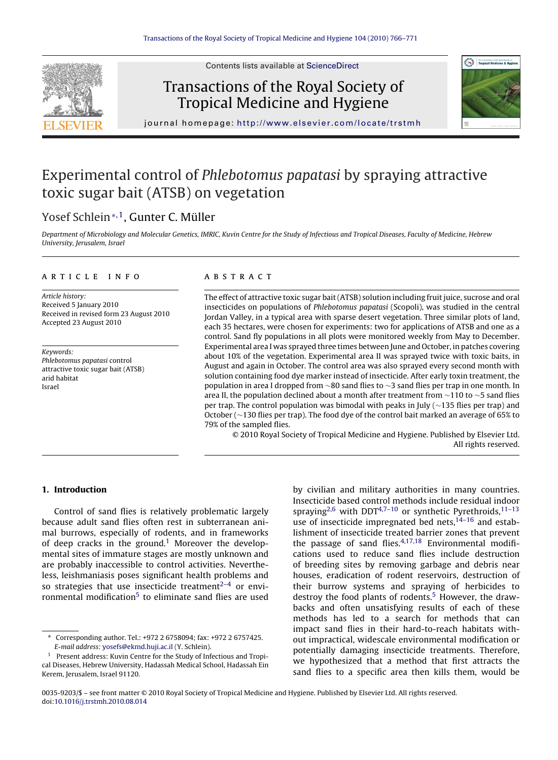# Experimental control of *Phlebotomus papatasi* by spraying attractive toxic sugar bait (ATSB) on vegetation

Yosef Schlein[*,1], Gunter C. Müller

*Department of Microbiology and Molecular Genetics, IMRIC, Kuvin Centre for the Study of Infectious and Tropical Diseases, Faculty of Medicine, Hebrew University, Jerusalem, Israel*

## ARTICLE INFO

*Article history:*
Received 5 January 2010
Received in revised form 23 August 2010
Accepted 23 August 2010

*Keywords:*
*Phlebotomus papatasi* control
attractive toxic sugar bait (ATSB)
arid habitat
Israel

## ABSTRACT

The effect of attractive toxic sugar bait (ATSB) solution including fruit juice, sucrose and oral insecticides on populations of *Phlebotomus papatasi* (Scopoli), was studied in the central Jordan Valley, in a typical area with sparse desert vegetation. Three similar plots of land, each 35 hectares, were chosen for experiments: two for applications of ATSB and one as a control. Sand fly populations in all plots were monitored weekly from May to December. Experimental area I was sprayed three times between June and October, in patches covering about 10% of the vegetation. Experimental area II was sprayed twice with toxic baits, in August and again in October. The control area was also sprayed every second month with solution containing food dye marker instead of insecticide. After early toxin treatment, the population in area I dropped from ~80 sand flies to ~3 sand flies per trap in one month. In area II, the population declined about a month after treatment from ~110 to ~5 sand flies per trap. The control population was bimodal with peaks in July (~135 flies per trap) and October (~130 flies per trap). The food dye of the control bait marked an average of 65% to 79% of the sampled flies.

© 2010 Royal Society of Tropical Medicine and Hygiene. Published by Elsevier Ltd. All rights reserved.

## 1. Introduction

Control of sand flies is relatively problematic largely because adult sand flies often rest in subterranean animal burrows, especially of rodents, and in frameworks of deep cracks in the ground.[1] Moreover the developmental sites of immature stages are mostly unknown and are probably inaccessible to control activities. Nevertheless, leishmaniasis poses significant health problems and so strategies that use insecticide treatment[2–4] or environmental modification[5] to eliminate sand flies are used by civilian and military authorities in many countries. Insecticide based control methods include residual indoor spraying[2,6] with DDT[4,7–10] or synthetic Pyrethroids,[11–13] use of insecticide impregnated bed nets,[14–16] and establishment of insecticide treated barrier zones that prevent the passage of sand flies.[4,17,18] Environmental modifications used to reduce sand flies include destruction of breeding sites by removing garbage and debris near houses, eradication of rodent reservoirs, destruction of their burrow systems and spraying of herbicides to destroy the food plants of rodents.[5] However, the drawbacks and often unsatisfying results of each of these methods has led to a search for methods that can impact sand flies in their hard-to-reach habitats without impractical, widescale environmental modification or potentially damaging insecticide treatments. Therefore, we hypothesized that a method that first attracts the sand flies to a specific area then kills them, would be

---

[*] Corresponding author. Tel.: +972 2 6758094; fax: +972 2 6757425. *E-mail address:* yosefs@ekmd.huji.ac.il (Y. Schlein).

[1] Present address: Kuvin Centre for the Study of Infectious and Tropical Diseases, Hebrew University, Hadassah Medical School, Hadassah Ein Kerem, Jerusalem, Israel 91120.

0035-9203/$ – see front matter © 2010 Royal Society of Tropical Medicine and Hygiene. Published by Elsevier Ltd. All rights reserved.
doi:10.1016/j.trstmh.2010.08.014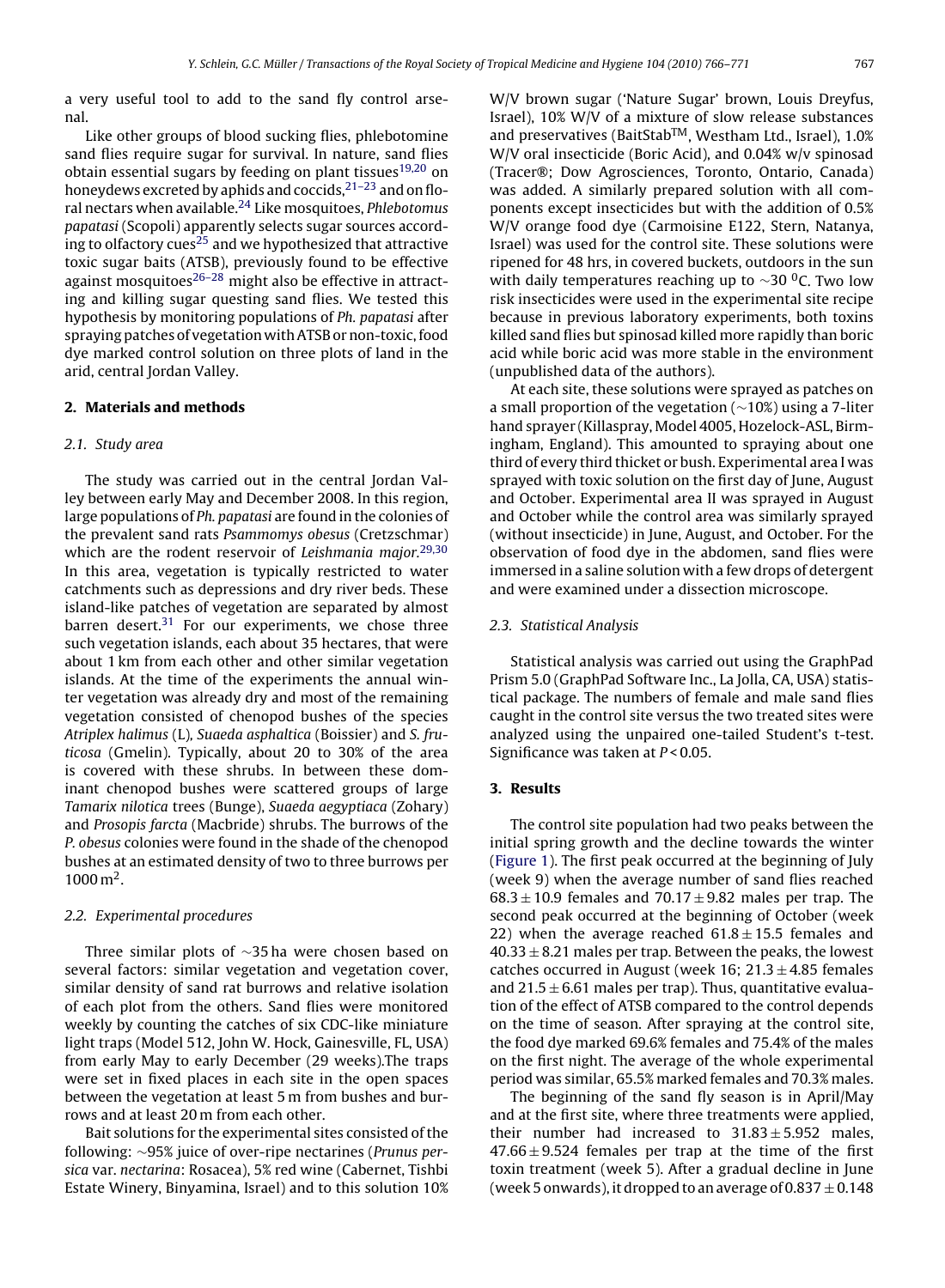a very useful tool to add to the sand fly control arsenal.

Like other groups of blood sucking flies, phlebotomine sand flies require sugar for survival. In nature, sand flies obtain essential sugars by feeding on plant tissues[19,20] on honeydews excreted by aphids and coccids,[21–23] and on floral nectars when available.[24] Like mosquitoes, *Phlebotomus papatasi* (Scopoli) apparently selects sugar sources according to olfactory cues[25] and we hypothesized that attractive toxic sugar baits (ATSB), previously found to be effective against mosquitoes[26–28] might also be effective in attracting and killing sugar questing sand flies. We tested this hypothesis by monitoring populations of *Ph. papatasi* after spraying patches of vegetation with ATSB or non-toxic, food dye marked control solution on three plots of land in the arid, central Jordan Valley.

## 2. Materials and methods

### 2.1. Study area

The study was carried out in the central Jordan Valley between early May and December 2008. In this region, large populations of *Ph. papatasi* are found in the colonies of the prevalent sand rats *Psammomys obesus* (Cretzschmar) which are the rodent reservoir of *Leishmania major*.[29,30] In this area, vegetation is typically restricted to water catchments such as depressions and dry river beds. These island-like patches of vegetation are separated by almost barren desert.[31] For our experiments, we chose three such vegetation islands, each about 35 hectares, that were about 1 km from each other and other similar vegetation islands. At the time of the experiments the annual winter vegetation was already dry and most of the remaining vegetation consisted of chenopod bushes of the species *Atriplex halimus* (L), *Suaeda asphaltica* (Boissier) and *S. fruticosa* (Gmelin). Typically, about 20 to 30% of the area is covered with these shrubs. In between these dominant chenopod bushes were scattered groups of large *Tamarix nilotica* trees (Bunge), *Suaeda aegyptiaca* (Zohary) and *Prosopis farcta* (Macbride) shrubs. The burrows of the *P. obesus* colonies were found in the shade of the chenopod bushes at an estimated density of two to three burrows per 1000 $m^2$.

### 2.2. Experimental procedures

Three similar plots of ~35 ha were chosen based on several factors: similar vegetation and vegetation cover, similar density of sand rat burrows and relative isolation of each plot from the others. Sand flies were monitored weekly by counting the catches of six CDC-like miniature light traps (Model 512, John W. Hock, Gainesville, FL, USA) from early May to early December (29 weeks).The traps were set in fixed places in each site in the open spaces between the vegetation at least 5 m from bushes and burrows and at least 20 m from each other.

Bait solutions for the experimental sites consisted of the following: ~95% juice of over-ripe nectarines (*Prunus persica* var. *nectarina*: Rosacea), 5% red wine (Cabernet, Tishbi Estate Winery, Binyamina, Israel) and to this solution 10% W/V brown sugar ('Nature Sugar' brown, Louis Dreyfus, Israel), 10% W/V of a mixture of slow release substances and preservatives (BaitStab™, Westham Ltd., Israel), 1.0% W/V oral insecticide (Boric Acid), and 0.04% w/v spinosad (Tracer®; Dow Agrosciences, Toronto, Ontario, Canada) was added. A similarly prepared solution with all components except insecticides but with the addition of 0.5% W/V orange food dye (Carmoisine E122, Stern, Natanya, Israel) was used for the control site. These solutions were ripened for 48 hrs, in covered buckets, outdoors in the sun with daily temperatures reaching up to ~30 $^0$C. Two low risk insecticides were used in the experimental site recipe because in previous laboratory experiments, both toxins killed sand flies but spinosad killed more rapidly than boric acid while boric acid was more stable in the environment (unpublished data of the authors).

At each site, these solutions were sprayed as patches on a small proportion of the vegetation (~10%) using a 7-liter hand sprayer (Killaspray, Model 4005, Hozelock-ASL, Birmingham, England). This amounted to spraying about one third of every third thicket or bush. Experimental area I was sprayed with toxic solution on the first day of June, August and October. Experimental area II was sprayed in August and October while the control area was similarly sprayed (without insecticide) in June, August, and October. For the observation of food dye in the abdomen, sand flies were immersed in a saline solution with a few drops of detergent and were examined under a dissection microscope.

### 2.3. Statistical Analysis

Statistical analysis was carried out using the GraphPad Prism 5.0 (GraphPad Software Inc., La Jolla, CA, USA) statistical package. The numbers of female and male sand flies caught in the control site versus the two treated sites were analyzed using the unpaired one-tailed Student's t-test. Significance was taken at $P < 0.05$.

## 3. Results

The control site population had two peaks between the initial spring growth and the decline towards the winter (Figure 1). The first peak occurred at the beginning of July (week 9) when the average number of sand flies reached $68.3 \pm 10.9$ females and $70.17 \pm 9.82$ males per trap. The second peak occurred at the beginning of October (week 22) when the average reached $61.8 \pm 15.5$ females and $40.33 \pm 8.21$ males per trap. Between the peaks, the lowest catches occurred in August (week 16; $21.3 \pm 4.85$ females and $21.5 \pm 6.61$ males per trap). Thus, quantitative evaluation of the effect of ATSB compared to the control depends on the time of season. After spraying at the control site, the food dye marked 69.6% females and 75.4% of the males on the first night. The average of the whole experimental period was similar, 65.5% marked females and 70.3% males.

The beginning of the sand fly season is in April/May and at the first site, where three treatments were applied, their number had increased to $31.83 \pm 5.952$ males, $47.66 \pm 9.524$ females per trap at the time of the first toxin treatment (week 5). After a gradual decline in June (week 5 onwards), it dropped to an average of $0.837 \pm 0.148$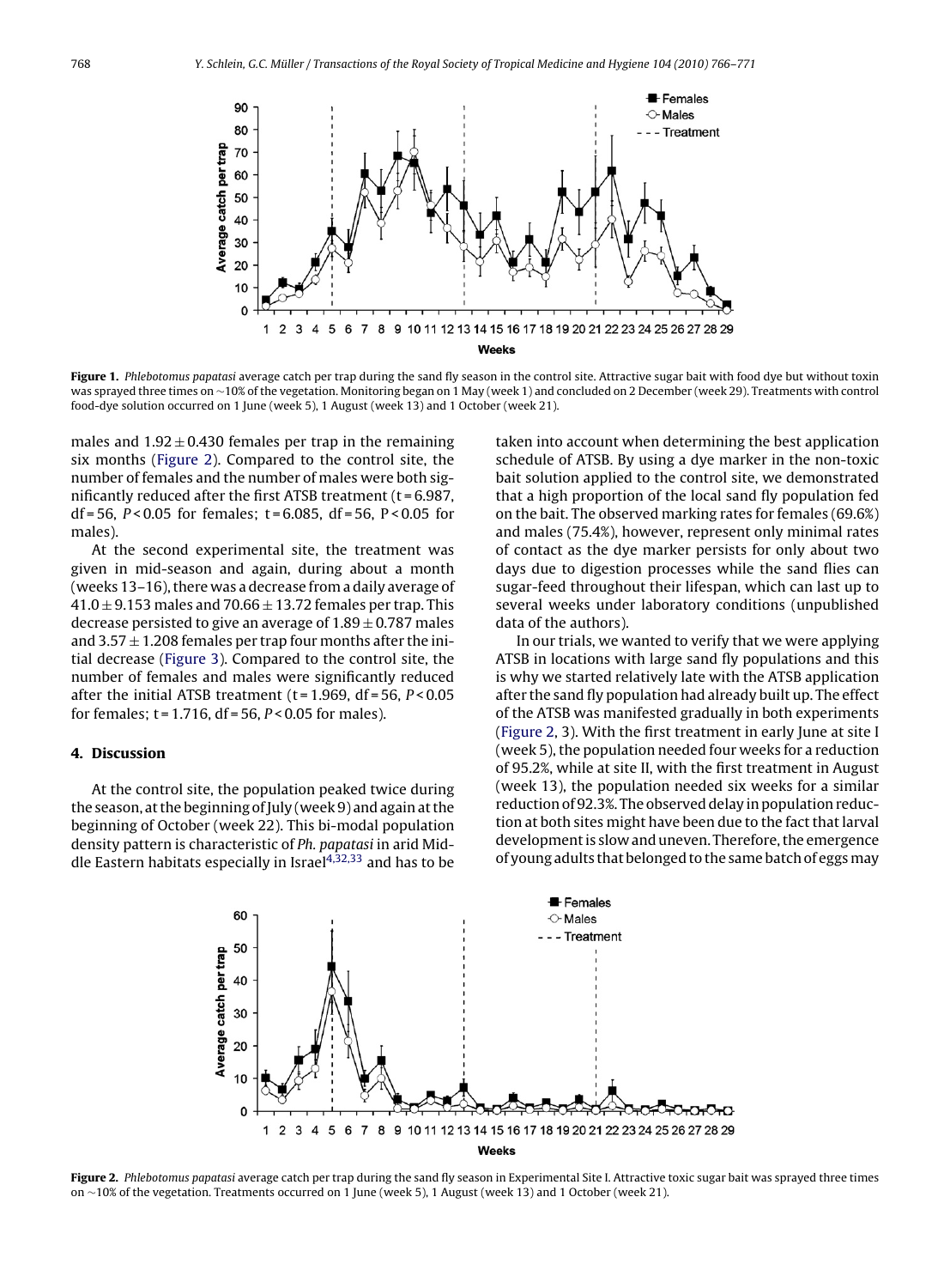**Figure 1.** *Phlebotomus papatasi* average catch per trap during the sand fly season in the control site. Attractive sugar bait with food dye but without toxin was sprayed three times on ~10% of the vegetation. Monitoring began on 1 May (week 1) and concluded on 2 December (week 29). Treatments with control food-dye solution occurred on 1 June (week 5), 1 August (week 13) and 1 October (week 21).

males and $1.92 \pm 0.430$ females per trap in the remaining six months (Figure 2). Compared to the control site, the number of females and the number of males were both significantly reduced after the first ATSB treatment ($t = 6.987$, $df = 56$, $P < 0.05$ for females; $t = 6.085$, $df = 56$, $P < 0.05$ for males).

At the second experimental site, the treatment was given in mid-season and again, during about a month (weeks 13–16), there was a decrease from a daily average of $41.0 \pm 9.153$ males and $70.66 \pm 13.72$ females per trap. This decrease persisted to give an average of $1.89 \pm 0.787$ males and $3.57 \pm 1.208$ females per trap four months after the initial decrease (Figure 3). Compared to the control site, the number of females and males were significantly reduced after the initial ATSB treatment ($t = 1.969$, $df = 56$, $P < 0.05$ for females; $t = 1.716$, $df = 56$, $P < 0.05$ for males).

## 4. Discussion

At the control site, the population peaked twice during the season, at the beginning of July (week 9) and again at the beginning of October (week 22). This bi-modal population density pattern is characteristic of *Ph. papatasi* in arid Middle Eastern habitats especially in Israel[4,32,33] and has to be taken into account when determining the best application schedule of ATSB. By using a dye marker in the non-toxic bait solution applied to the control site, we demonstrated that a high proportion of the local sand fly population fed on the bait. The observed marking rates for females (69.6%) and males (75.4%), however, represent only minimal rates of contact as the dye marker persists for only about two days due to digestion processes while the sand flies can sugar-feed throughout their lifespan, which can last up to several weeks under laboratory conditions (unpublished data of the authors).

In our trials, we wanted to verify that we were applying ATSB in locations with large sand fly populations and this is why we started relatively late with the ATSB application after the sand fly population had already built up. The effect of the ATSB was manifested gradually in both experiments (Figure 2, 3). With the first treatment in early June at site I (week 5), the population needed four weeks for a reduction of 95.2%, while at site II, with the first treatment in August (week 13), the population needed six weeks for a similar reduction of 92.3%. The observed delay in population reduction at both sites might have been due to the fact that larval development is slow and uneven. Therefore, the emergence of young adults that belonged to the same batch of eggs may

**Figure 2.** *Phlebotomus papatasi* average catch per trap during the sand fly season in Experimental Site I. Attractive toxic sugar bait was sprayed three times on ~10% of the vegetation. Treatments occurred on 1 June (week 5), 1 August (week 13) and 1 October (week 21).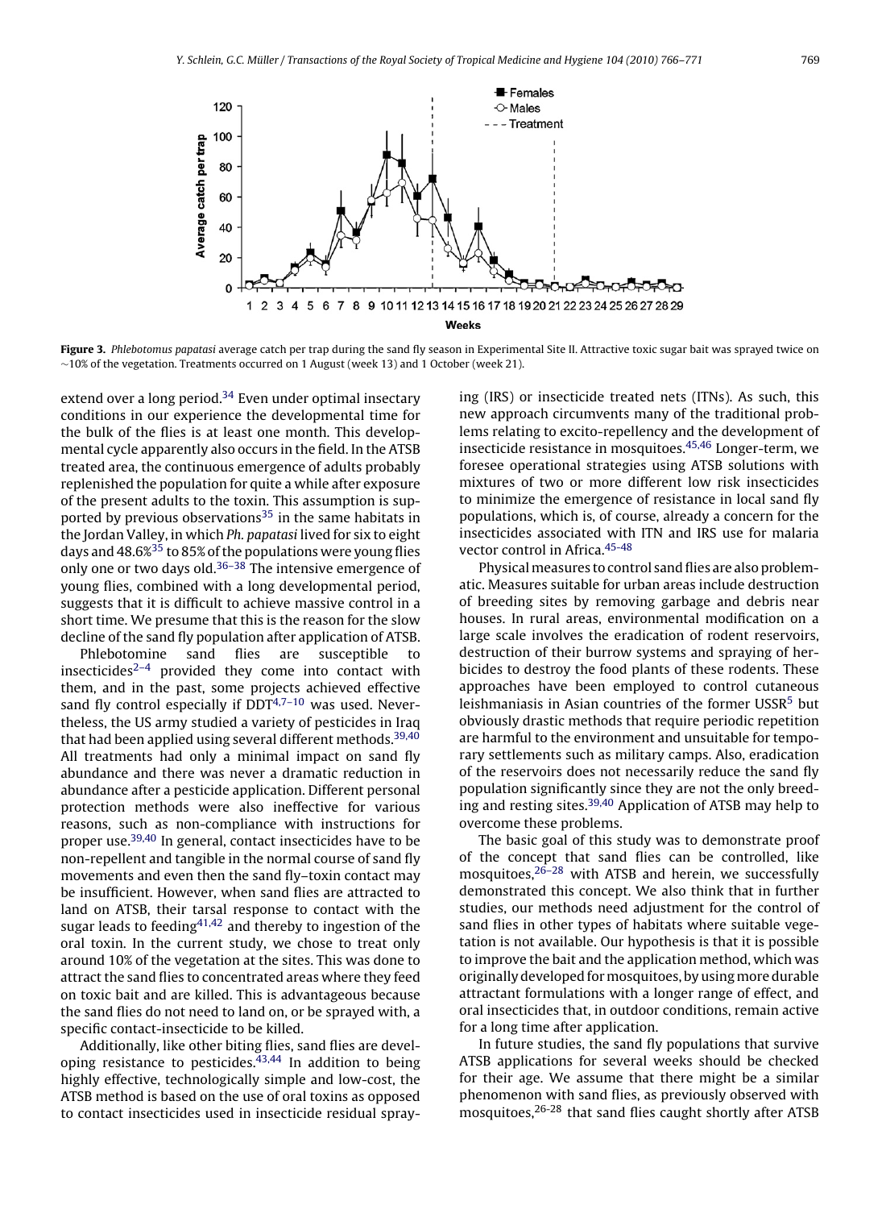**Figure 3.** *Phlebotomus papatasi* average catch per trap during the sand fly season in Experimental Site II. Attractive toxic sugar bait was sprayed twice on ~10% of the vegetation. Treatments occurred on 1 August (week 13) and 1 October (week 21).

extend over a long period.[34] Even under optimal insectary conditions in our experience the developmental time for the bulk of the flies is at least one month. This developmental cycle apparently also occurs in the field. In the ATSB treated area, the continuous emergence of adults probably replenished the population for quite a while after exposure of the present adults to the toxin. This assumption is supported by previous observations[35] in the same habitats in the Jordan Valley, in which *Ph. papatasi* lived for six to eight days and 48.6%[35] to 85% of the populations were young flies only one or two days old.[36–38] The intensive emergence of young flies, combined with a long developmental period, suggests that it is difficult to achieve massive control in a short time. We presume that this is the reason for the slow decline of the sand fly population after application of ATSB.

Phlebotomine sand flies are susceptible to insecticides[2–4] provided they come into contact with them, and in the past, some projects achieved effective sand fly control especially if DDT[4,7–10] was used. Nevertheless, the US army studied a variety of pesticides in Iraq that had been applied using several different methods.[39,40] All treatments had only a minimal impact on sand fly abundance and there was never a dramatic reduction in abundance after a pesticide application. Different personal protection methods were also ineffective for various reasons, such as non-compliance with instructions for proper use.[39,40] In general, contact insecticides have to be non-repellent and tangible in the normal course of sand fly movements and even then the sand fly–toxin contact may be insufficient. However, when sand flies are attracted to land on ATSB, their tarsal response to contact with the sugar leads to feeding[41,42] and thereby to ingestion of the oral toxin. In the current study, we chose to treat only around 10% of the vegetation at the sites. This was done to attract the sand flies to concentrated areas where they feed on toxic bait and are killed. This is advantageous because the sand flies do not need to land on, or be sprayed with, a specific contact-insecticide to be killed.

Additionally, like other biting flies, sand flies are developing resistance to pesticides.[43,44] In addition to being highly effective, technologically simple and low-cost, the ATSB method is based on the use of oral toxins as opposed to contact insecticides used in insecticide residual spraying (IRS) or insecticide treated nets (ITNs). As such, this new approach circumvents many of the traditional problems relating to excito-repellency and the development of insecticide resistance in mosquitoes.[45,46] Longer-term, we foresee operational strategies using ATSB solutions with mixtures of two or more different low risk insecticides to minimize the emergence of resistance in local sand fly populations, which is, of course, already a concern for the insecticides associated with ITN and IRS use for malaria vector control in Africa.[45-48]

Physical measures to control sand flies are also problematic. Measures suitable for urban areas include destruction of breeding sites by removing garbage and debris near houses. In rural areas, environmental modification on a large scale involves the eradication of rodent reservoirs, destruction of their burrow systems and spraying of herbicides to destroy the food plants of these rodents. These approaches have been employed to control cutaneous leishmaniasis in Asian countries of the former USSR[5] but obviously drastic methods that require periodic repetition are harmful to the environment and unsuitable for temporary settlements such as military camps. Also, eradication of the reservoirs does not necessarily reduce the sand fly population significantly since they are not the only breeding and resting sites.[39,40] Application of ATSB may help to overcome these problems.

The basic goal of this study was to demonstrate proof of the concept that sand flies can be controlled, like mosquitoes,[26–28] with ATSB and herein, we successfully demonstrated this concept. We also think that in further studies, our methods need adjustment for the control of sand flies in other types of habitats where suitable vegetation is not available. Our hypothesis is that it is possible to improve the bait and the application method, which was originally developed for mosquitoes, by using more durable attractant formulations with a longer range of effect, and oral insecticides that, in outdoor conditions, remain active for a long time after application.

In future studies, the sand fly populations that survive ATSB applications for several weeks should be checked for their age. We assume that there might be a similar phenomenon with sand flies, as previously observed with mosquitoes,[26-28] that sand flies caught shortly after ATSB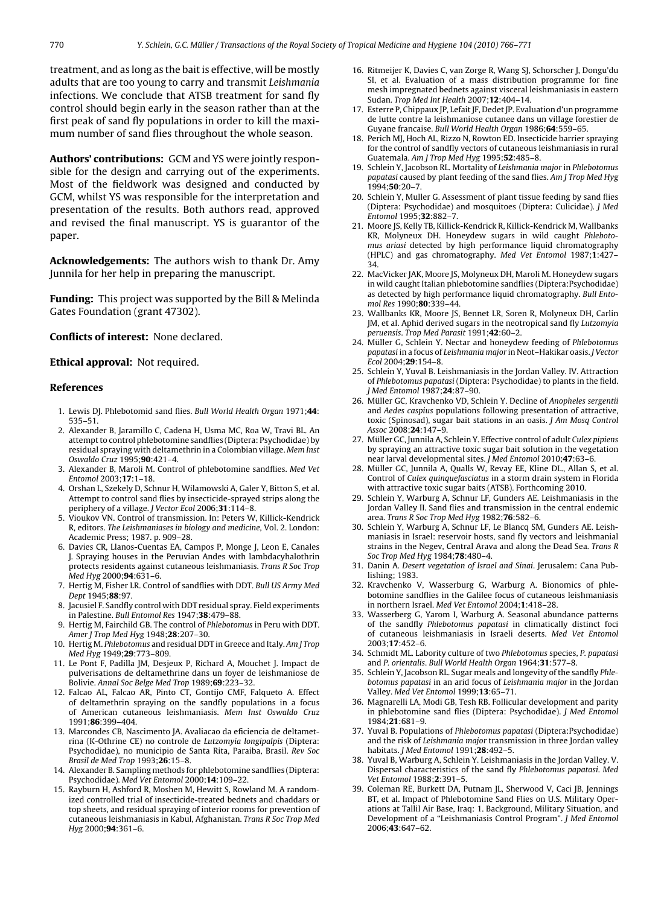treatment, and as long as the bait is effective, will be mostly adults that are too young to carry and transmit *Leishmania* infections. We conclude that ATSB treatment for sand fly control should begin early in the season rather than at the first peak of sand fly populations in order to kill the maximum number of sand flies throughout the whole season.

**Authors' contributions:** GCM and YS were jointly responsible for the design and carrying out of the experiments. Most of the fieldwork was designed and conducted by GCM, whilst YS was responsible for the interpretation and presentation of the results. Both authors read, approved and revised the final manuscript. YS is guarantor of the paper.

**Acknowledgements:** The authors wish to thank Dr. Amy Junnila for her help in preparing the manuscript.

**Funding:** This project was supported by the Bill & Melinda Gates Foundation (grant 47302).

**Conflicts of interest:** None declared.

**Ethical approval:** Not required.

## References

1. Lewis DJ. Phlebotomid sand flies. *Bull World Health Organ* 1971;**44**: 535–51.
2. Alexander B, Jaramillo C, Cadena H, Usma MC, Roa W, Travi BL. An attempt to control phlebotomine sandflies (Diptera: Psychodidae) by residual spraying with deltamethrin in a Colombian village. *Mem Inst Oswaldo Cruz* 1995;**90**:421–4.
3. Alexander B, Maroli M. Control of phlebotomine sandflies. *Med Vet Entomol* 2003;**17**:1–18.
4. Orshan L, Szekely D, Schnur H, Wilamowski A, Galer Y, Bitton S, et al. Attempt to control sand flies by insecticide-sprayed strips along the periphery of a village. *J Vector Ecol* 2006;**31**:114–8.
5. Vioukov VN. Control of transmission. In: Peters W, Killick-Kendrick R, editors. *The Leishmaniases in biology and medicine*, Vol. 2. London: Academic Press; 1987. p. 909–28.
6. Davies CR, Llanos-Cuentas EA, Campos P, Monge J, Leon E, Canales J. Spraying houses in the Peruvian Andes with lambdacyhalothrin protects residents against cutaneous leishmaniasis. *Trans R Soc Trop Med Hyg* 2000;**94**:631–6.
7. Hertig M, Fisher LR. Control of sandflies with DDT. *Bull US Army Med Dept* 1945;**88**:97.
8. Jacusiel F. Sandfly control with DDT residual spray. Field experiments in Palestine. *Bull Entomol Res* 1947;**38**:479–88.
9. Hertig M, Fairchild GB. The control of *Phlebotomus* in Peru with DDT. *Amer J Trop Med Hyg* 1948;**28**:207–30.
10. Hertig M. *Phlebotomus* and residual DDT in Greece and Italy. *Am J Trop Med Hyg* 1949;**29**:773–809.
11. Le Pont F, Padilla JM, Desjeux P, Richard A, Mouchet J. Impact de pulverisations de deltamethrine dans un foyer de leishmaniose de Bolivie. *Annal Soc Belge Med Trop* 1989;**69**:223–32.
12. Falcao AL, Falcao AR, Pinto CT, Gontijo CMF, Falqueto A. Effect of deltamethrin spraying on the sandfly populations in a focus of American cutaneous leishmaniasis. *Mem Inst Oswaldo Cruz* 1991;**86**:399–404.
13. Marcondes CB, Nascimento JA. Avaliacao da eficiencia de deltametrina (K-Othrine CE) no controle de *Lutzomyia longipalpis* (Diptera: Psychodidae), no municipio de Santa Rita, Paraiba, Brasil. *Rev Soc Brasil de Med Trop* 1993;**26**:15–8.
14. Alexander B. Sampling methods for phlebotomine sandflies (Diptera: Psychodidae). *Med Vet Entomol* 2000;**14**:109–22.
15. Rayburn H, Ashford R, Moshen M, Hewitt S, Rowland M. A randomized controlled trial of insecticide-treated bednets and chaddars or top sheets, and residual spraying of interior rooms for prevention of cutaneous leishmaniasis in Kabul, Afghanistan. *Trans R Soc Trop Med Hyg* 2000;**94**:361–6.
16. Ritmeijer K, Davies C, van Zorge R, Wang SJ, Schorscher J, Dongu'du SI, et al. Evaluation of a mass distribution programme for fine mesh impregnated bednets against visceral leishmaniasis in eastern Sudan. *Trop Med Int Health* 2007;**12**:404–14.
17. Esterre P, Chippaux JP, Lefait JF, Dedet JP. Evaluation d'un programme de lutte contre la leishmaniose cutanee dans un village forestier de Guyane francaise. *Bull World Health Organ* 1986;**64**:559–65.
18. Perich MJ, Hoch AL, Rizzo N, Rowton ED. Insecticide barrier spraying for the control of sandfly vectors of cutaneous leishmaniasis in rural Guatemala. *Am J Trop Med Hyg* 1995;**52**:485–8.
19. Schlein Y, Jacobson RL. Mortality of *Leishmania major* in *Phlebotomus papatasi* caused by plant feeding of the sand flies. *Am J Trop Med Hyg* 1994;**50**:20–7.
20. Schlein Y, Muller G. Assessment of plant tissue feeding by sand flies (Diptera: Psychodidae) and mosquitoes (Diptera: Culicidae). *J Med Entomol* 1995;**32**:882–7.
21. Moore JS, Kelly TB, Killick-Kendrick R, Killick-Kendrick M, Wallbanks KR, Molyneux DH. Honeydew sugars in wild caught *Phlebotomus ariasi* detected by high performance liquid chromatography (HPLC) and gas chromatography. *Med Vet Entomol* 1987;**1**:427–34.
22. MacVicker JAK, Moore JS, Molyneux DH, Maroli M. Honeydew sugars in wild caught Italian phlebotomine sandflies (Diptera:Psychodidae) as detected by high performance liquid chromatography. *Bull Entomol Res* 1990;**80**:339–44.
23. Wallbanks KR, Moore JS, Bennet LR, Soren R, Molyneux DH, Carlin JM, et al. Aphid derived sugars in the neotropical sand fly *Lutzomyia peruensis*. *Trop Med Parasit* 1991;**42**:60–2.
24. Müller G, Schlein Y. Nectar and honeydew feeding of *Phlebotomus papatasi* in a focus of *Leishmania major* in Neot–Hakikar oasis. *J Vector Ecol* 2004;**29**:154–8.
25. Schlein Y, Yuval B. Leishmaniasis in the Jordan Valley. IV. Attraction of *Phlebotomus papatasi* (Diptera: Psychodidae) to plants in the field. *J Med Entomol* 1987;**24**:87–90.
26. Müller GC, Kravchenko VD, Schlein Y. Decline of *Anopheles sergentii* and *Aedes caspius* populations following presentation of attractive, toxic (Spinosad), sugar bait stations in an oasis. *J Am Mosq Control Assoc* 2008;**24**:147–9.
27. Müller GC, Junnila A, Schlein Y. Effective control of adult *Culex pipiens* by spraying an attractive toxic sugar bait solution in the vegetation near larval developmental sites. *J Med Entomol* 2010;**47**:63–6.
28. Müller GC, Junnila A, Qualls W, Revay EE, Kline DL, Allan S, et al. Control of *Culex quinquefasciatus* in a storm drain system in Florida with attractive toxic sugar baits (ATSB). Forthcoming 2010.
29. Schlein Y, Warburg A, Schnur LF, Gunders AE. Leishmaniasis in the Jordan Valley II. Sand flies and transmission in the central endemic area. *Trans R Soc Trop Med Hyg* 1982;**76**:582–6.
30. Schlein Y, Warburg A, Schnur LF, Le Blancq SM, Gunders AE. Leishmaniasis in Israel: reservoir hosts, sand fly vectors and leishmanial strains in the Negev, Central Arava and along the Dead Sea. *Trans R Soc Trop Med Hyg* 1984;**78**:480–4.
31. Danin A. *Desert vegetation of Israel and Sinai*. Jerusalem: Cana Publishing; 1983.
32. Kravchenko V, Wasserburg G, Warburg A. Bionomics of phlebotomine sandflies in the Galilee focus of cutaneous leishmaniasis in northern Israel. *Med Vet Entomol* 2004;**1**:418–28.
33. Wasserberg G, Yarom I, Warburg A. Seasonal abundance patterns of the sandfly *Phlebotomus papatasi* in climatically distinct foci of cutaneous leishmaniasis in Israeli deserts. *Med Vet Entomol* 2003;**17**:452–6.
34. Schmidt ML. Labority culture of two *Phlebotomus* species, *P. papatasi* and *P. orientalis*. *Bull World Health Organ* 1964;**31**:577–8.
35. Schlein Y, Jacobson RL. Sugar meals and longevity of the sandfly *Phlebotomus papatasi* in an arid focus of *Leishmania major* in the Jordan Valley. *Med Vet Entomol* 1999;**13**:65–71.
36. Magnarelli LA, Modi GB, Tesh RB. Follicular development and parity in phlebotomine sand flies (Diptera: Psychodidae). *J Med Entomol* 1984;**21**:681–9.
37. Yuval B. Populations of *Phlebotomus papatasi* (Diptera:Psychodidae) and the risk of *Leishmania major* transmission in three Jordan valley habitats. *J Med Entomol* 1991;**28**:492–5.
38. Yuval B, Warburg A, Schlein Y. Leishmaniasis in the Jordan Valley. V. Dispersal characteristics of the sand fly *Phlebotomus papatasi*. *Med Vet Entomol* 1988;**2**:391–5.
39. Coleman RE, Burkett DA, Putnam JL, Sherwood V, Caci JB, Jennings BT, et al. Impact of Phlebotomine Sand Flies on U.S. Military Operations at Tallil Air Base, Iraq: 1. Background, Military Situation, and Development of a "Leishmaniasis Control Program". *J Med Entomol* 2006;**43**:647–62.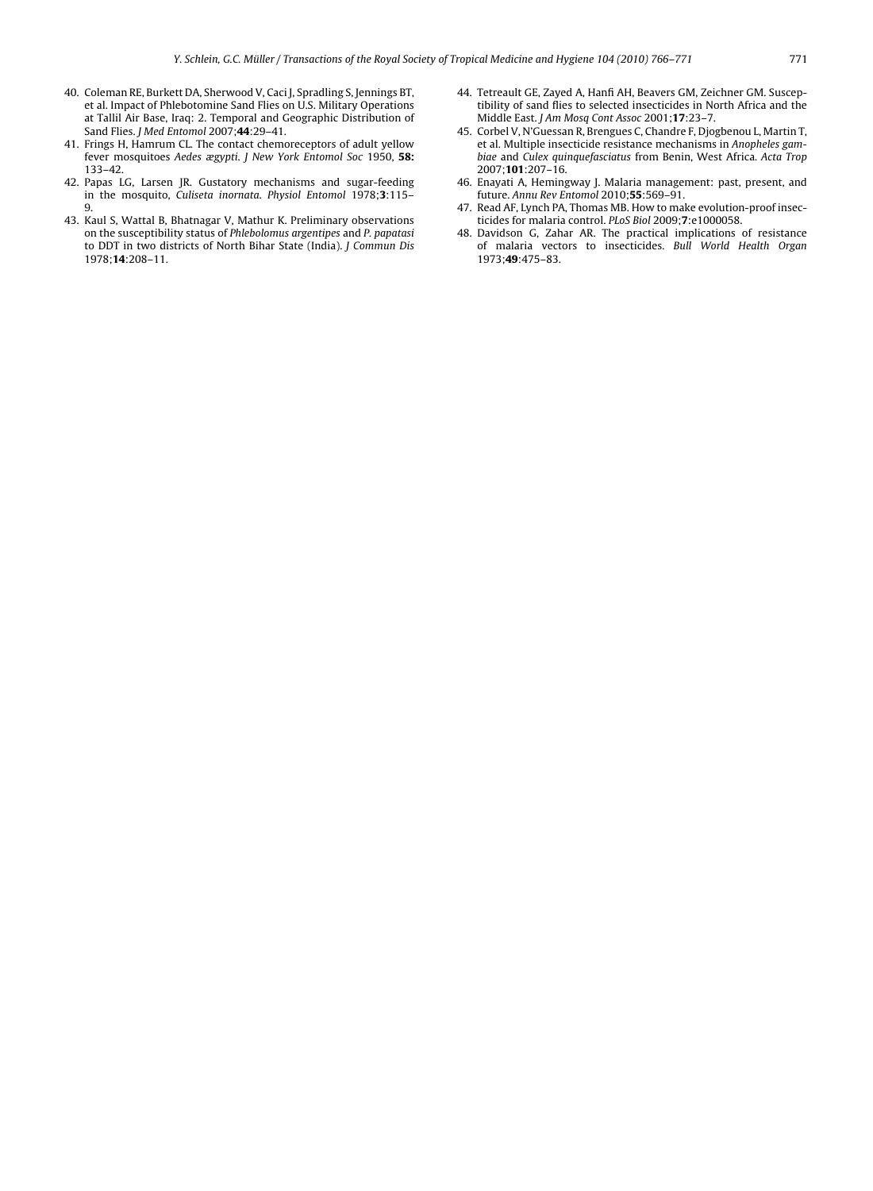40. Coleman RE, Burkett DA, Sherwood V, Caci J, Spradling S, Jennings BT, et al. Impact of Phlebotomine Sand Flies on U.S. Military Operations at Tallil Air Base, Iraq: 2. Temporal and Geographic Distribution of Sand Flies. *J Med Entomol* 2007;**44**:29–41.
41. Frings H, Hamrum CL. The contact chemoreceptors of adult yellow fever mosquitoes *Aedes ægypti*. *J New York Entomol Soc* 1950, **58:** 133–42.
42. Papas LG, Larsen JR. Gustatory mechanisms and sugar-feeding in the mosquito, *Culiseta inornata*. *Physiol Entomol* 1978;**3**:115–9.
43. Kaul S, Wattal B, Bhatnagar V, Mathur K. Preliminary observations on the susceptibility status of *Phlebolomus argentipes* and *P. papatasi* to DDT in two districts of North Bihar State (India). *J Commun Dis* 1978;**14**:208–11.
44. Tetreault GE, Zayed A, Hanfi AH, Beavers GM, Zeichner GM. Susceptibility of sand flies to selected insecticides in North Africa and the Middle East. *J Am Mosq Cont Assoc* 2001;**17**:23–7.
45. Corbel V, N'Guessan R, Brengues C, Chandre F, Djogbenou L, Martin T, et al. Multiple insecticide resistance mechanisms in *Anopheles gambiae* and *Culex quinquefasciatus* from Benin, West Africa. *Acta Trop* 2007;**101**:207–16.
46. Enayati A, Hemingway J. Malaria management: past, present, and future. *Annu Rev Entomol* 2010;**55**:569–91.
47. Read AF, Lynch PA, Thomas MB. How to make evolution-proof insecticides for malaria control. *PLoS Biol* 2009;**7**:e1000058.
48. Davidson G, Zahar AR. The practical implications of resistance of malaria vectors to insecticides. *Bull World Health Organ* 1973;**49**:475–83.